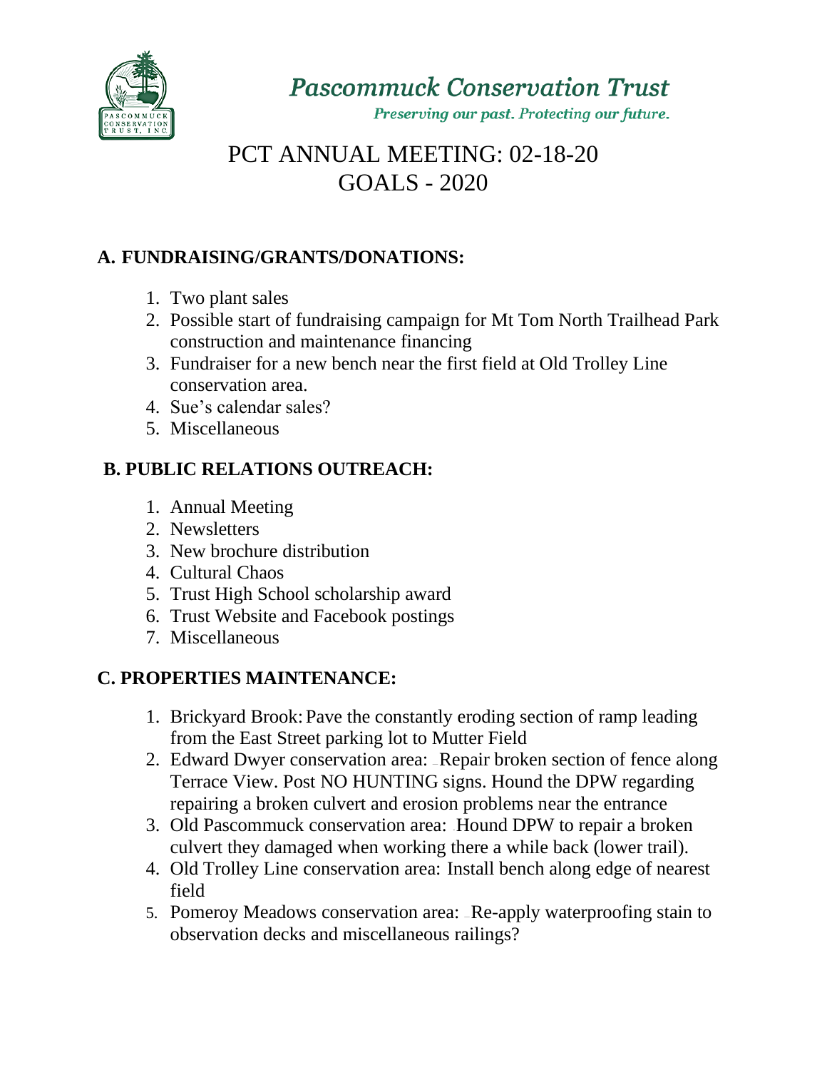*Pascommuck Conservation Trust*

*Preserving our past. Protecting our future.*

# PCT ANNUAL MEETING: 02-18-20
# GOALS - 2020

## A. FUNDRAISING/GRANTS/DONATIONS:

1. Two plant sales
2. Possible start of fundraising campaign for Mt Tom North Trailhead Park construction and maintenance financing
3. Fundraiser for a new bench near the first field at Old Trolley Line conservation area.
4. Sue's calendar sales?
5. Miscellaneous

## B. PUBLIC RELATIONS OUTREACH:

1. Annual Meeting
2. Newsletters
3. New brochure distribution
4. Cultural Chaos
5. Trust High School scholarship award
6. Trust Website and Facebook postings
7. Miscellaneous

## C. PROPERTIES MAINTENANCE:

1. Brickyard Brook: Pave the constantly eroding section of ramp leading from the East Street parking lot to Mutter Field
2. Edward Dwyer conservation area: Repair broken section of fence along Terrace View. Post NO HUNTING signs. Hound the DPW regarding repairing a broken culvert and erosion problems near the entrance
3. Old Pascommuck conservation area: Hound DPW to repair a broken culvert they damaged when working there a while back (lower trail).
4. Old Trolley Line conservation area: Install bench along edge of nearest field
5. Pomeroy Meadows conservation area: Re-apply waterproofing stain to observation decks and miscellaneous railings?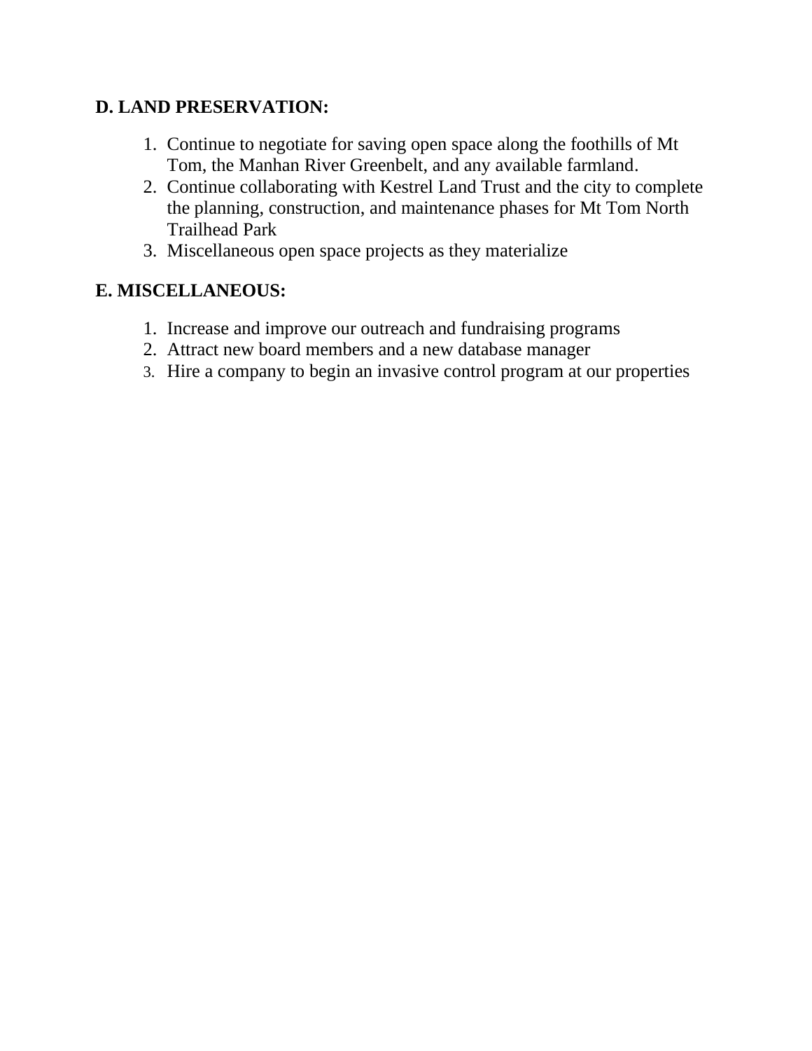**D. LAND PRESERVATION:**

1. Continue to negotiate for saving open space along the foothills of Mt Tom, the Manhan River Greenbelt, and any available farmland.
2. Continue collaborating with Kestrel Land Trust and the city to complete the planning, construction, and maintenance phases for Mt Tom North Trailhead Park
3. Miscellaneous open space projects as they materialize

**E. MISCELLANEOUS:**

1. Increase and improve our outreach and fundraising programs
2. Attract new board members and a new database manager
3. Hire a company to begin an invasive control program at our properties